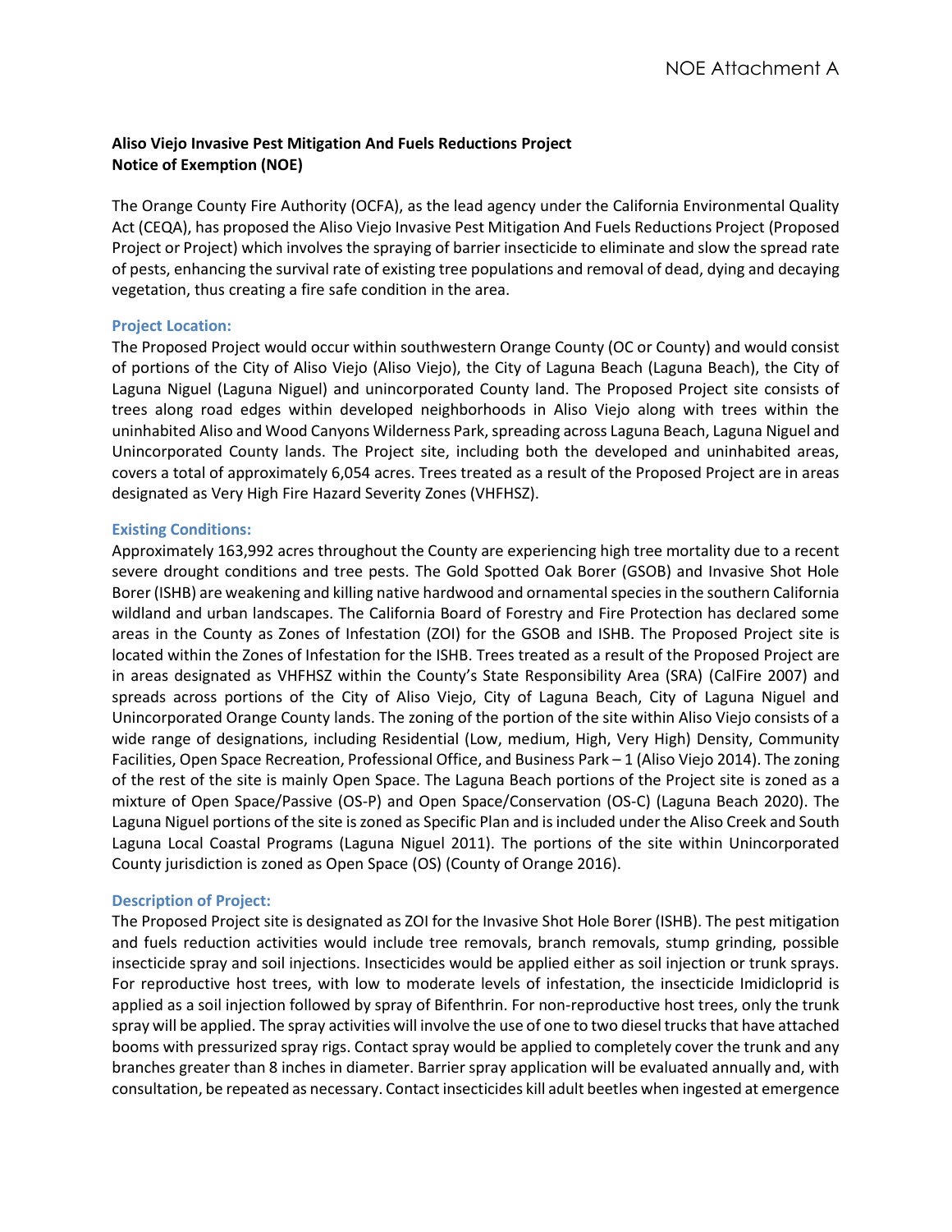NOE Attachment A

**Aliso Viejo Invasive Pest Mitigation And Fuels Reductions Project**
**Notice of Exemption (NOE)**

The Orange County Fire Authority (OCFA), as the lead agency under the California Environmental Quality Act (CEQA), has proposed the Aliso Viejo Invasive Pest Mitigation And Fuels Reductions Project (Proposed Project or Project) which involves the spraying of barrier insecticide to eliminate and slow the spread rate of pests, enhancing the survival rate of existing tree populations and removal of dead, dying and decaying vegetation, thus creating a fire safe condition in the area.

### Project Location:

The Proposed Project would occur within southwestern Orange County (OC or County) and would consist of portions of the City of Aliso Viejo (Aliso Viejo), the City of Laguna Beach (Laguna Beach), the City of Laguna Niguel (Laguna Niguel) and unincorporated County land. The Proposed Project site consists of trees along road edges within developed neighborhoods in Aliso Viejo along with trees within the uninhabited Aliso and Wood Canyons Wilderness Park, spreading across Laguna Beach, Laguna Niguel and Unincorporated County lands. The Project site, including both the developed and uninhabited areas, covers a total of approximately 6,054 acres. Trees treated as a result of the Proposed Project are in areas designated as Very High Fire Hazard Severity Zones (VHFHSZ).

### Existing Conditions:

Approximately 163,992 acres throughout the County are experiencing high tree mortality due to a recent severe drought conditions and tree pests. The Gold Spotted Oak Borer (GSOB) and Invasive Shot Hole Borer (ISHB) are weakening and killing native hardwood and ornamental species in the southern California wildland and urban landscapes. The California Board of Forestry and Fire Protection has declared some areas in the County as Zones of Infestation (ZOI) for the GSOB and ISHB. The Proposed Project site is located within the Zones of Infestation for the ISHB. Trees treated as a result of the Proposed Project are in areas designated as VHFHSZ within the County's State Responsibility Area (SRA) (CalFire 2007) and spreads across portions of the City of Aliso Viejo, City of Laguna Beach, City of Laguna Niguel and Unincorporated Orange County lands. The zoning of the portion of the site within Aliso Viejo consists of a wide range of designations, including Residential (Low, medium, High, Very High) Density, Community Facilities, Open Space Recreation, Professional Office, and Business Park – 1 (Aliso Viejo 2014). The zoning of the rest of the site is mainly Open Space. The Laguna Beach portions of the Project site is zoned as a mixture of Open Space/Passive (OS-P) and Open Space/Conservation (OS-C) (Laguna Beach 2020). The Laguna Niguel portions of the site is zoned as Specific Plan and is included under the Aliso Creek and South Laguna Local Coastal Programs (Laguna Niguel 2011). The portions of the site within Unincorporated County jurisdiction is zoned as Open Space (OS) (County of Orange 2016).

### Description of Project:

The Proposed Project site is designated as ZOI for the Invasive Shot Hole Borer (ISHB). The pest mitigation and fuels reduction activities would include tree removals, branch removals, stump grinding, possible insecticide spray and soil injections. Insecticides would be applied either as soil injection or trunk sprays. For reproductive host trees, with low to moderate levels of infestation, the insecticide Imidicloprid is applied as a soil injection followed by spray of Bifenthrin. For non-reproductive host trees, only the trunk spray will be applied. The spray activities will involve the use of one to two diesel trucks that have attached booms with pressurized spray rigs. Contact spray would be applied to completely cover the trunk and any branches greater than 8 inches in diameter. Barrier spray application will be evaluated annually and, with consultation, be repeated as necessary. Contact insecticides kill adult beetles when ingested at emergence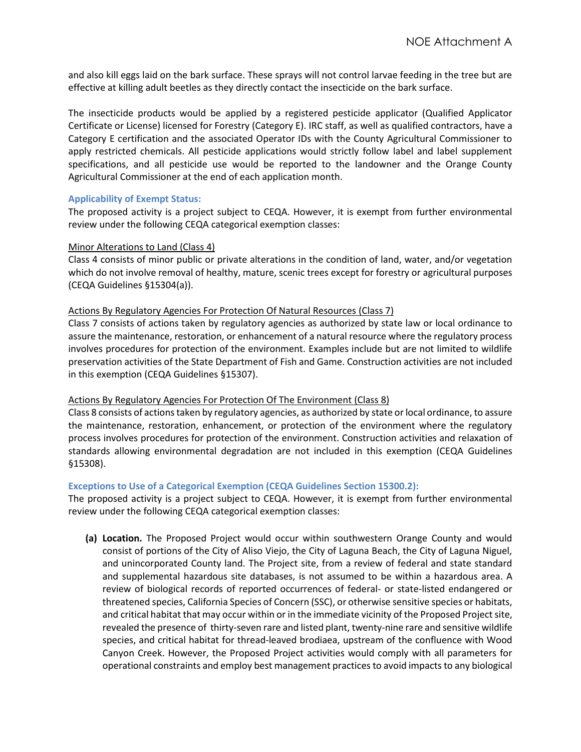and also kill eggs laid on the bark surface. These sprays will not control larvae feeding in the tree but are effective at killing adult beetles as they directly contact the insecticide on the bark surface.

The insecticide products would be applied by a registered pesticide applicator (Qualified Applicator Certificate or License) licensed for Forestry (Category E). IRC staff, as well as qualified contractors, have a Category E certification and the associated Operator IDs with the County Agricultural Commissioner to apply restricted chemicals. All pesticide applications would strictly follow label and label supplement specifications, and all pesticide use would be reported to the landowner and the Orange County Agricultural Commissioner at the end of each application month.

### Applicability of Exempt Status:

The proposed activity is a project subject to CEQA. However, it is exempt from further environmental review under the following CEQA categorical exemption classes:

<u>Minor Alterations to Land (Class 4)</u>

Class 4 consists of minor public or private alterations in the condition of land, water, and/or vegetation which do not involve removal of healthy, mature, scenic trees except for forestry or agricultural purposes (CEQA Guidelines §15304(a)).

<u>Actions By Regulatory Agencies For Protection Of Natural Resources (Class 7)</u>

Class 7 consists of actions taken by regulatory agencies as authorized by state law or local ordinance to assure the maintenance, restoration, or enhancement of a natural resource where the regulatory process involves procedures for protection of the environment. Examples include but are not limited to wildlife preservation activities of the State Department of Fish and Game. Construction activities are not included in this exemption (CEQA Guidelines §15307).

<u>Actions By Regulatory Agencies For Protection Of The Environment (Class 8)</u>

Class 8 consists of actions taken by regulatory agencies, as authorized by state or local ordinance, to assure the maintenance, restoration, enhancement, or protection of the environment where the regulatory process involves procedures for protection of the environment. Construction activities and relaxation of standards allowing environmental degradation are not included in this exemption (CEQA Guidelines §15308).

### Exceptions to Use of a Categorical Exemption (CEQA Guidelines Section 15300.2):

The proposed activity is a project subject to CEQA. However, it is exempt from further environmental review under the following CEQA categorical exemption classes:

**(a) Location.** The Proposed Project would occur within southwestern Orange County and would consist of portions of the City of Aliso Viejo, the City of Laguna Beach, the City of Laguna Niguel, and unincorporated County land. The Project site, from a review of federal and state standard and supplemental hazardous site databases, is not assumed to be within a hazardous area. A review of biological records of reported occurrences of federal- or state-listed endangered or threatened species, California Species of Concern (SSC), or otherwise sensitive species or habitats, and critical habitat that may occur within or in the immediate vicinity of the Proposed Project site, revealed the presence of thirty-seven rare and listed plant, twenty-nine rare and sensitive wildlife species, and critical habitat for thread-leaved brodiaea, upstream of the confluence with Wood Canyon Creek. However, the Proposed Project activities would comply with all parameters for operational constraints and employ best management practices to avoid impacts to any biological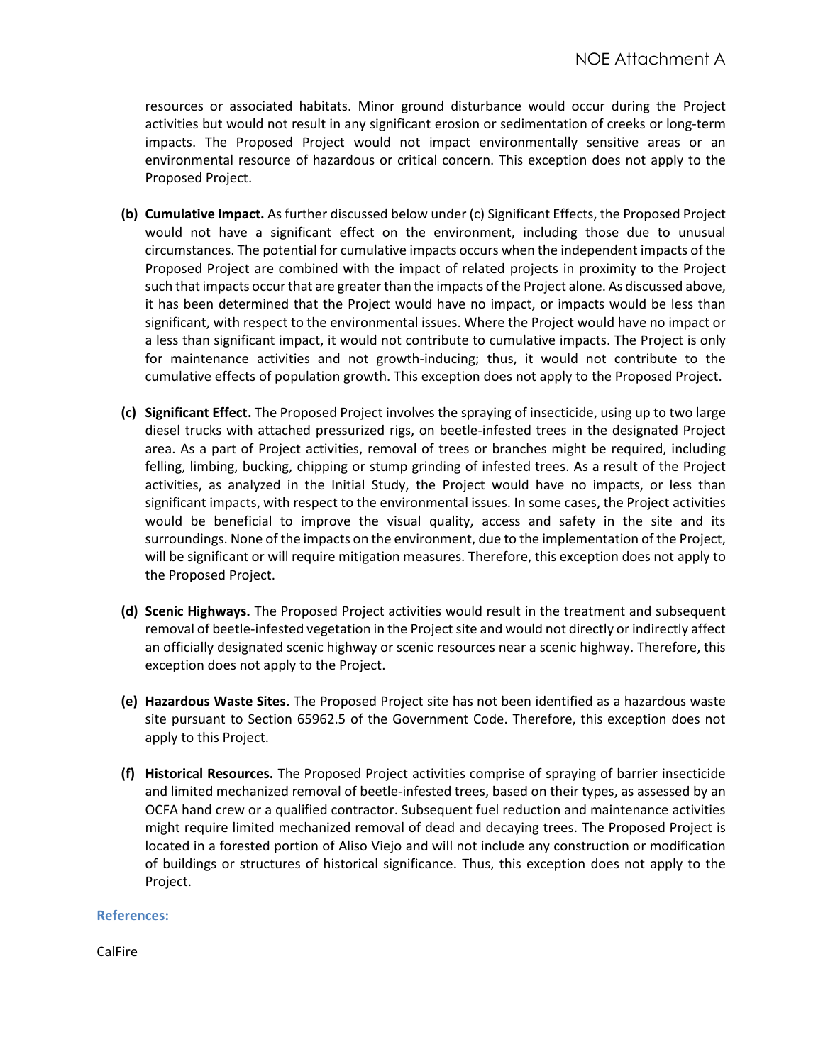resources or associated habitats. Minor ground disturbance would occur during the Project activities but would not result in any significant erosion or sedimentation of creeks or long-term impacts. The Proposed Project would not impact environmentally sensitive areas or an environmental resource of hazardous or critical concern. This exception does not apply to the Proposed Project.

**(b) Cumulative Impact.** As further discussed below under (c) Significant Effects, the Proposed Project would not have a significant effect on the environment, including those due to unusual circumstances. The potential for cumulative impacts occurs when the independent impacts of the Proposed Project are combined with the impact of related projects in proximity to the Project such that impacts occur that are greater than the impacts of the Project alone. As discussed above, it has been determined that the Project would have no impact, or impacts would be less than significant, with respect to the environmental issues. Where the Project would have no impact or a less than significant impact, it would not contribute to cumulative impacts. The Project is only for maintenance activities and not growth-inducing; thus, it would not contribute to the cumulative effects of population growth. This exception does not apply to the Proposed Project.

**(c) Significant Effect.** The Proposed Project involves the spraying of insecticide, using up to two large diesel trucks with attached pressurized rigs, on beetle-infested trees in the designated Project area. As a part of Project activities, removal of trees or branches might be required, including felling, limbing, bucking, chipping or stump grinding of infested trees. As a result of the Project activities, as analyzed in the Initial Study, the Project would have no impacts, or less than significant impacts, with respect to the environmental issues. In some cases, the Project activities would be beneficial to improve the visual quality, access and safety in the site and its surroundings. None of the impacts on the environment, due to the implementation of the Project, will be significant or will require mitigation measures. Therefore, this exception does not apply to the Proposed Project.

**(d) Scenic Highways.** The Proposed Project activities would result in the treatment and subsequent removal of beetle-infested vegetation in the Project site and would not directly or indirectly affect an officially designated scenic highway or scenic resources near a scenic highway. Therefore, this exception does not apply to the Project.

**(e) Hazardous Waste Sites.** The Proposed Project site has not been identified as a hazardous waste site pursuant to Section 65962.5 of the Government Code. Therefore, this exception does not apply to this Project.

**(f) Historical Resources.** The Proposed Project activities comprise of spraying of barrier insecticide and limited mechanized removal of beetle-infested trees, based on their types, as assessed by an OCFA hand crew or a qualified contractor. Subsequent fuel reduction and maintenance activities might require limited mechanized removal of dead and decaying trees. The Proposed Project is located in a forested portion of Aliso Viejo and will not include any construction or modification of buildings or structures of historical significance. Thus, this exception does not apply to the Project.

### References:

CalFire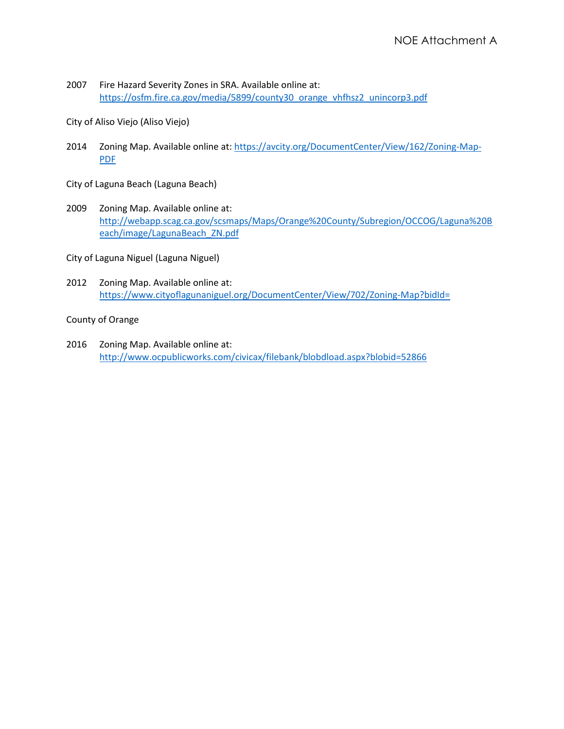2007 Fire Hazard Severity Zones in SRA. Available online at: https://osfm.fire.ca.gov/media/5899/county30_orange_vhfhsz2_unincorp3.pdf

City of Aliso Viejo (Aliso Viejo)

2014 Zoning Map. Available online at: https://avcity.org/DocumentCenter/View/162/Zoning-Map-PDF

City of Laguna Beach (Laguna Beach)

2009 Zoning Map. Available online at: http://webapp.scag.ca.gov/scsmaps/Maps/Orange%20County/Subregion/OCCOG/Laguna%20Beach/image/LagunaBeach_ZN.pdf

City of Laguna Niguel (Laguna Niguel)

2012 Zoning Map. Available online at: https://www.cityoflagunaniguel.org/DocumentCenter/View/702/Zoning-Map?bidId=

County of Orange

2016 Zoning Map. Available online at: http://www.ocpublicworks.com/civicax/filebank/blobdload.aspx?blobid=52866